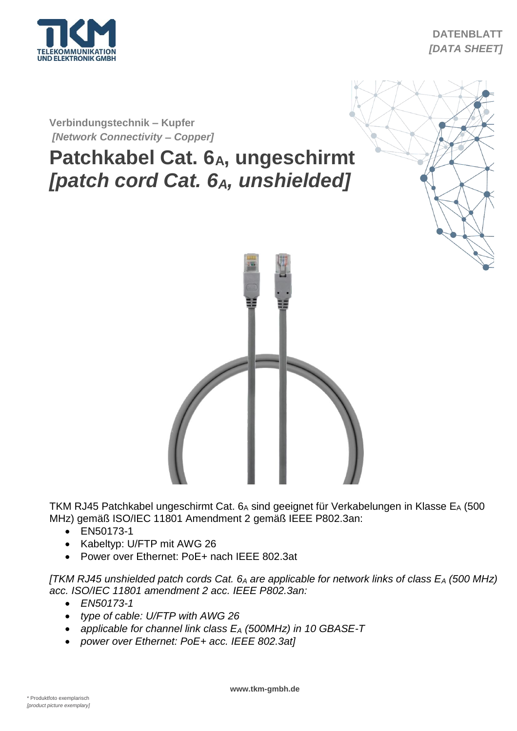TKM
TELEKOMMUNIKATION UND ELEKTRONIK GMBH

DATENBLATT
*[DATA SHEET]*

Verbindungstechnik – Kupfer
*[Network Connectivity – Copper]*

# Patchkabel Cat. $6_A$, ungeschirmt
# *[patch cord Cat. $6_A$, unshielded]*

TKM RJ45 Patchkabel ungeschirmt Cat. $6_A$ sind geeignet für Verkabelungen in Klasse $E_A$ (500 MHz) gemäß ISO/IEC 11801 Amendment 2 gemäß IEEE P802.3an:

- EN50173-1
- Kabeltyp: U/FTP mit AWG 26
- Power over Ethernet: PoE+ nach IEEE 802.3at

*[TKM RJ45 unshielded patch cords Cat. $6_A$ are applicable for network links of class $E_A$ (500 MHz) acc. ISO/IEC 11801 amendment 2 acc. IEEE P802.3an:*

- *EN50173-1*
- *type of cable: U/FTP with AWG 26*
- *applicable for channel link class $E_A$ (500MHz) in 10 GBASE-T*
- *power over Ethernet: PoE+ acc. IEEE 802.3at]*

www.tkm-gmbh.de

\* Produktfoto exemplarisch
*[product picture exemplary]*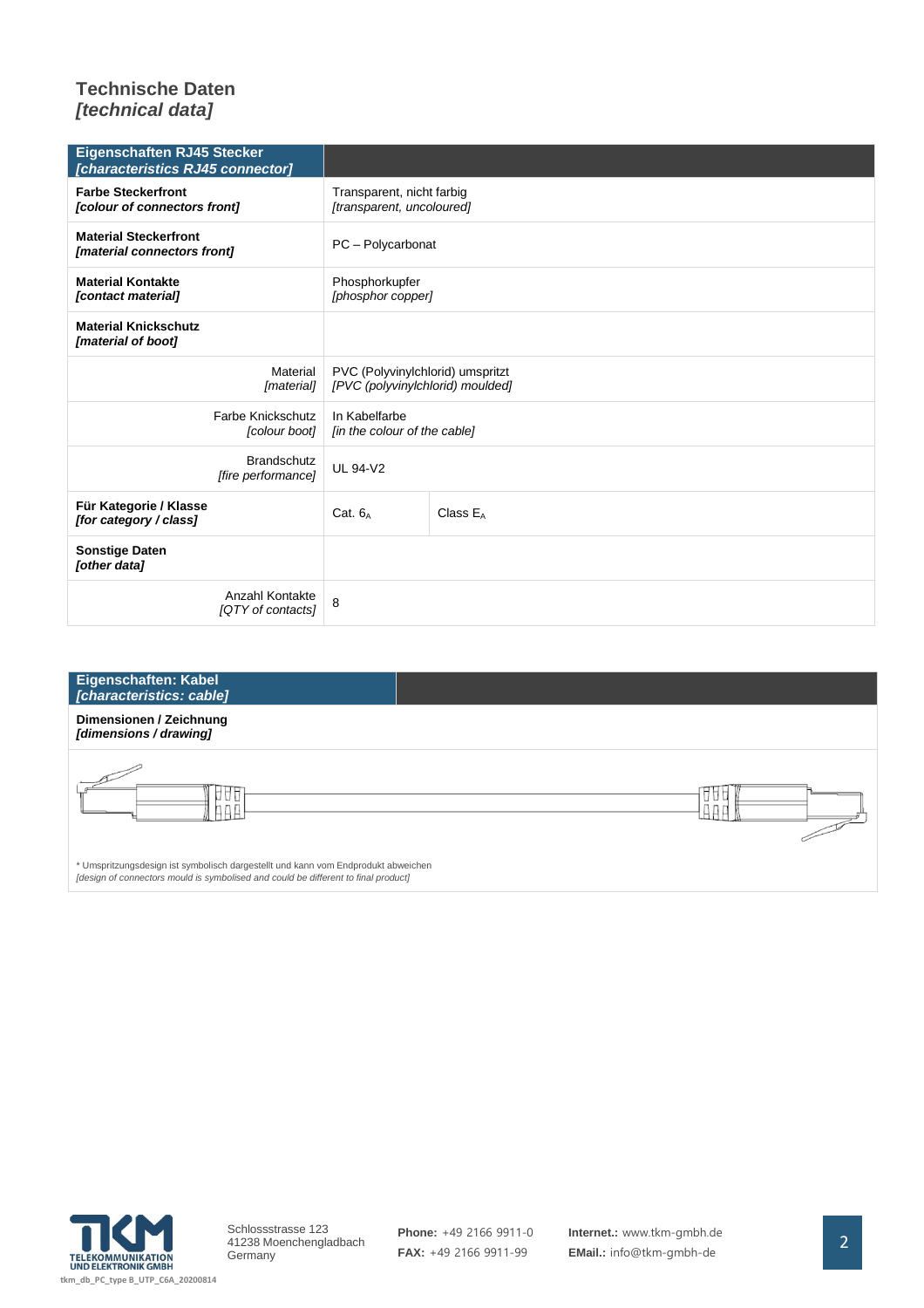# Technische Daten
## *[technical data]*

| **Eigenschaften RJ45 Stecker** *[characteristics RJ45 connector]* | | |
|---|---|---|
| **Farbe Steckerfront** ***[colour of connectors front]*** | Transparent, nicht farbig *[transparent, uncoloured]* | |
| **Material Steckerfront** ***[material connectors front]*** | PC – Polycarbonat | |
| **Material Kontakte** ***[contact material]*** | Phosphorkupfer *[phosphor copper]* | |
| **Material Knickschutz** ***[material of boot]*** | | |
| Material *[material]* | PVC (Polyvinylchlorid) umspritzt *[PVC (polyvinylchlorid) moulded]* | |
| Farbe Knickschutz *[colour boot]* | In Kabelfarbe *[in the colour of the cable]* | |
| Brandschutz *[fire performance]* | UL 94-V2 | |
| **Für Kategorie / Klasse** ***[for category / class]*** | Cat. $6_A$ | Class $E_A$ |
| **Sonstige Daten** ***[other data]*** | | |
| Anzahl Kontakte *[QTY of contacts]* | 8 | |

| **Eigenschaften: Kabel** *[characteristics: cable]* |
|---|
| **Dimensionen / Zeichnung** ***[dimensions / drawing]*** |

\* Umspritzungsdesign ist symbolisch dargestellt und kann vom Endprodukt abweichen
*[design of connectors mould is symbolised and could be different to final product]*

TELEKOMMUNIKATION UND ELEKTRONIK GMBH

Schlossstrasse 123
41238 Moenchengladbach
Germany

**Phone:** +49 2166 9911-0
**FAX:** +49 2166 9911-99

**Internet.:** www.tkm-gmbh.de
**EMail.:** info@tkm-gmbh-de

tkm_db_PC_type B_UTP_C6A_20200814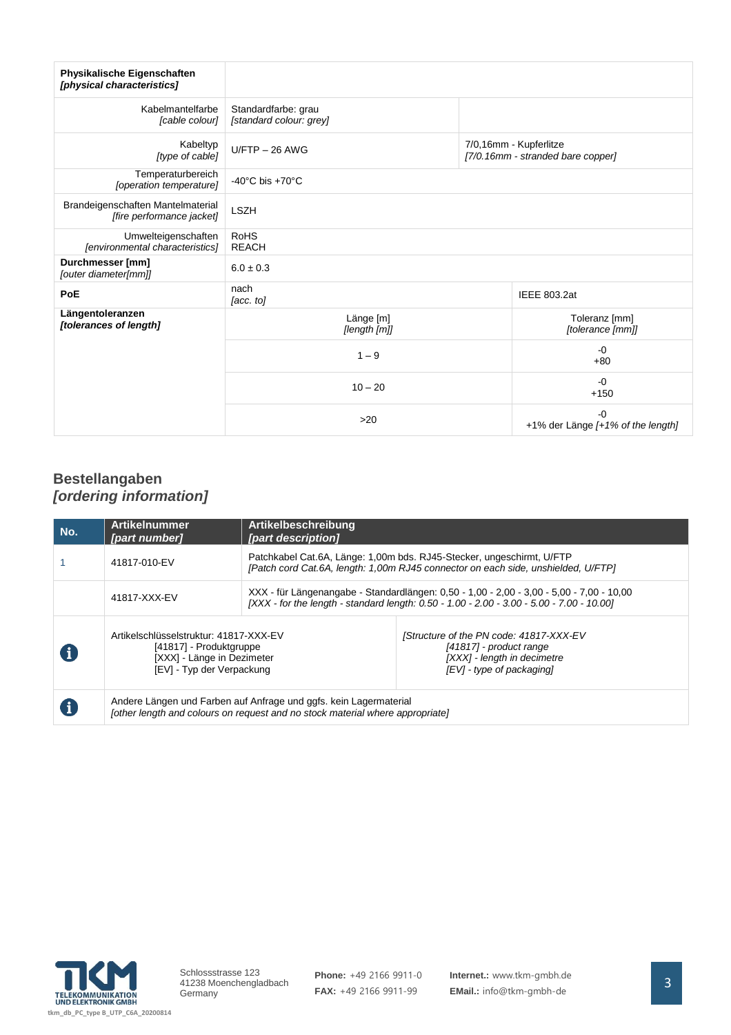| **Physikalische Eigenschaften** *[physical characteristics]* | | |
|---|---|---|
| Kabelmantelfarbe *[cable colour]* | Standardfarbe: grau *[standard colour: grey]* | |
| Kabeltyp *[type of cable]* | U/FTP – 26 AWG | 7/0,16mm - Kupferlitze *[7/0.16mm - stranded bare copper]* |
| Temperaturbereich *[operation temperature]* | -40°C bis +70°C | |
| Brandeigenschaften Mantelmaterial *[fire performance jacket]* | LSZH | |
| Umwelteigenschaften *[environmental characteristics]* | RoHS REACH | |
| **Durchmesser [mm]** *[outer diameter[mm]]* | 6.0 ± 0.3 | |
| **PoE** | nach *[acc. to]* | IEEE 802.3at |
| **Längentoleranzen** ***[tolerances of length]*** | Länge [m] *[length [m]]* | Toleranz [mm] *[tolerance [mm]]* |
| | 1 – 9 | -0 +80 |
| | 10 – 20 | -0 +150 |
| | >20 | -0 +1% der Länge *[+1% of the length]* |

## Bestellangaben
## *[ordering information]*

| No. | Artikelnummer *[part number]* | Artikelbeschreibung *[part description]* | |
|---|---|---|---|
| 1 | 41817-010-EV | Patchkabel Cat.6A, Länge: 1,00m bds. RJ45-Stecker, ungeschirmt, U/FTP *[Patch cord Cat.6A, length: 1,00m RJ45 connector on each side, unshielded, U/FTP]* | |
| | 41817-XXX-EV | XXX - für Längenangabe - Standardlängen: 0,50 - 1,00 - 2,00 - 3,00 - 5,00 - 7,00 - 10,00 *[XXX - for the length - standard length: 0.50 - 1.00 - 2.00 - 3.00 - 5.00 - 7.00 - 10.00]* | |
| i | Artikelschlüsselstruktur: 41817-XXX-EV [41817] - Produktgruppe [XXX] - Länge in Dezimeter [EV] - Typ der Verpackung | | *[Structure of the PN code: 41817-XXX-EV [41817] - product range [XXX] - length in decimetre [EV] - type of packaging]* |
| i | Andere Längen und Farben auf Anfrage und ggfs. kein Lagermaterial *[other length and colours on request and no stock material where appropriate]* | | |

TELEKOMMUNIKATION UND ELEKTRONIK GMBH

Schlossstrasse 123
41238 Moenchengladbach
Germany

**Phone:** +49 2166 9911-0
**FAX:** +49 2166 9911-99

**Internet.:** www.tkm-gmbh.de
**EMail.:** info@tkm-gmbh-de

tkm_db_PC_type B_UTP_C6A_20200814